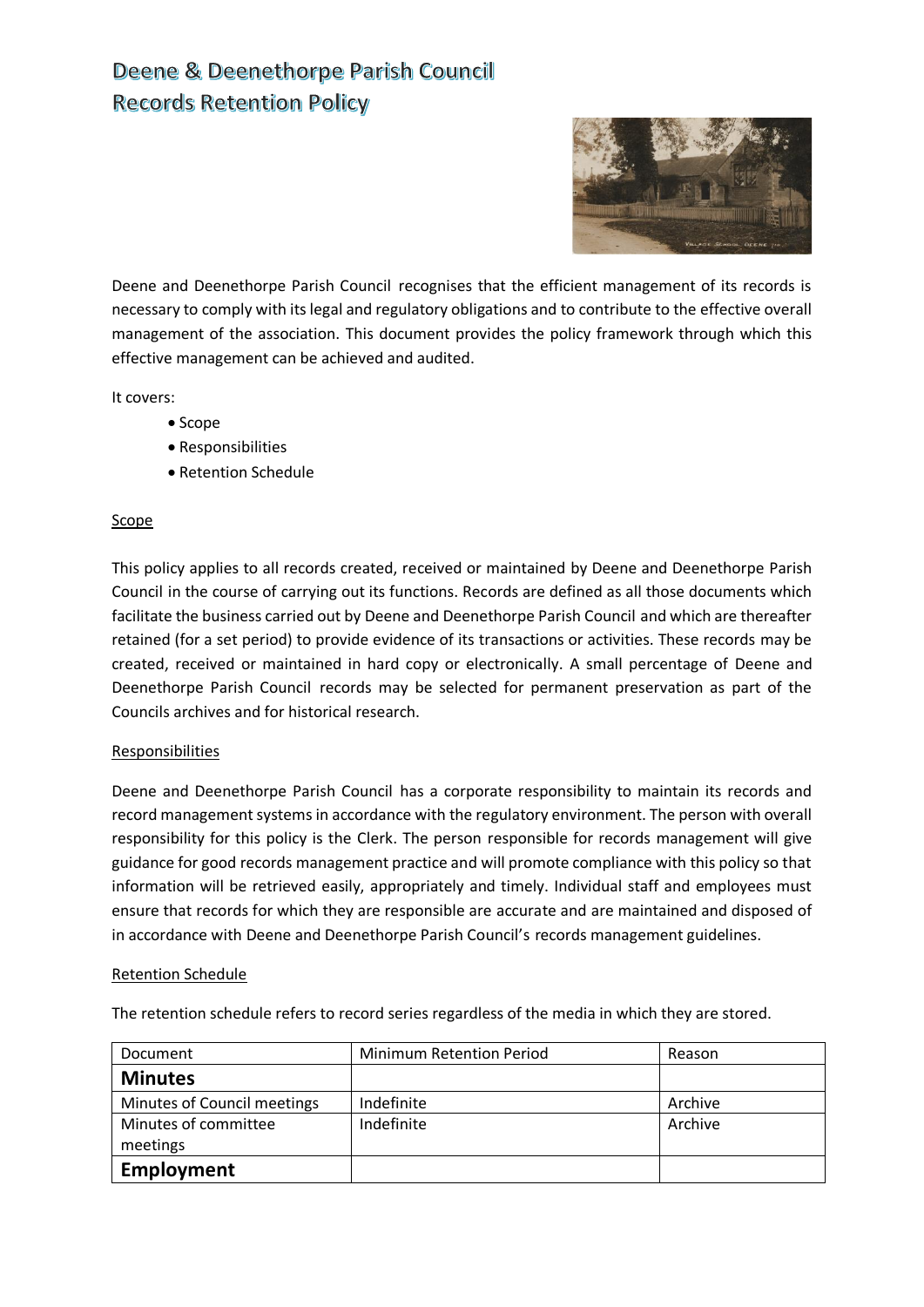# Deene & Deenethorpe Parish Council
# Records Retention Policy

Deene and Deenethorpe Parish Council recognises that the efficient management of its records is necessary to comply with its legal and regulatory obligations and to contribute to the effective overall management of the association. This document provides the policy framework through which this effective management can be achieved and audited.

It covers:

- Scope
- Responsibilities
- Retention Schedule

## Scope

This policy applies to all records created, received or maintained by Deene and Deenethorpe Parish Council in the course of carrying out its functions. Records are defined as all those documents which facilitate the business carried out by Deene and Deenethorpe Parish Council and which are thereafter retained (for a set period) to provide evidence of its transactions or activities. These records may be created, received or maintained in hard copy or electronically. A small percentage of Deene and Deenethorpe Parish Council records may be selected for permanent preservation as part of the Councils archives and for historical research.

## Responsibilities

Deene and Deenethorpe Parish Council has a corporate responsibility to maintain its records and record management systems in accordance with the regulatory environment. The person with overall responsibility for this policy is the Clerk. The person responsible for records management will give guidance for good records management practice and will promote compliance with this policy so that information will be retrieved easily, appropriately and timely. Individual staff and employees must ensure that records for which they are responsible are accurate and are maintained and disposed of in accordance with Deene and Deenethorpe Parish Council's records management guidelines.

## Retention Schedule

The retention schedule refers to record series regardless of the media in which they are stored.

| Document | Minimum Retention Period | Reason |
|---|---|---|
| **Minutes** | | |
| Minutes of Council meetings | Indefinite | Archive |
| Minutes of committee meetings | Indefinite | Archive |
| **Employment** | | |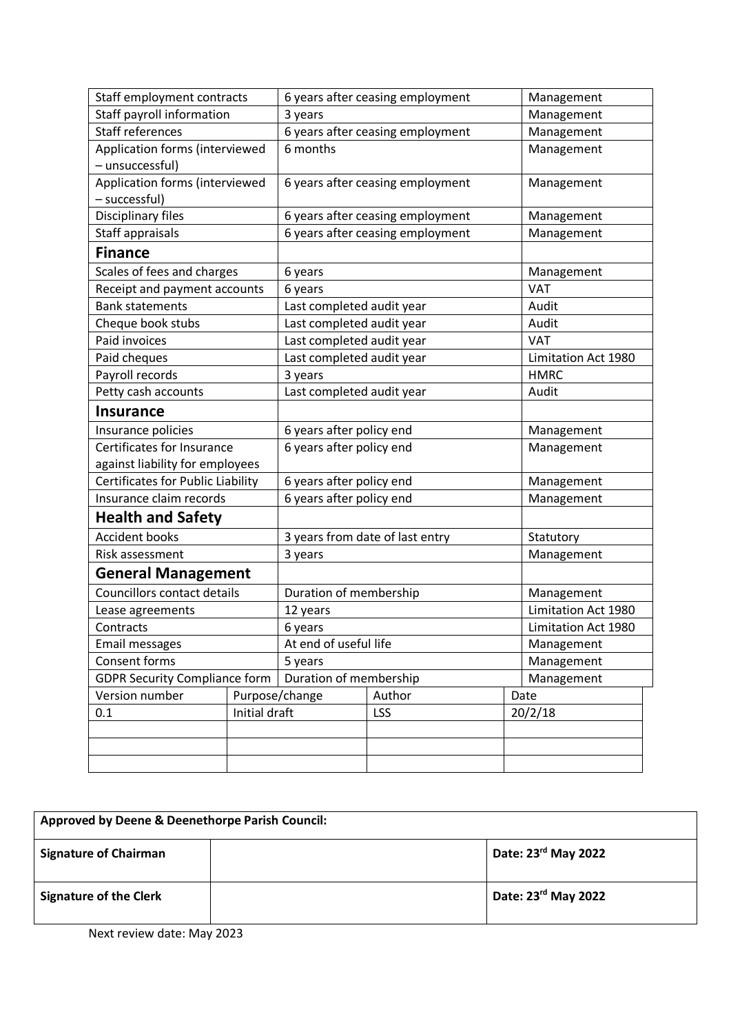| | | |
|---|---|---|
| Staff employment contracts | 6 years after ceasing employment | Management |
| Staff payroll information | 3 years | Management |
| Staff references | 6 years after ceasing employment | Management |
| Application forms (interviewed – unsuccessful) | 6 months | Management |
| Application forms (interviewed – successful) | 6 years after ceasing employment | Management |
| Disciplinary files | 6 years after ceasing employment | Management |
| Staff appraisals | 6 years after ceasing employment | Management |
| **Finance** | | |
| Scales of fees and charges | 6 years | Management |
| Receipt and payment accounts | 6 years | VAT |
| Bank statements | Last completed audit year | Audit |
| Cheque book stubs | Last completed audit year | Audit |
| Paid invoices | Last completed audit year | VAT |
| Paid cheques | Last completed audit year | Limitation Act 1980 |
| Payroll records | 3 years | HMRC |
| Petty cash accounts | Last completed audit year | Audit |
| **Insurance** | | |
| Insurance policies | 6 years after policy end | Management |
| Certificates for Insurance against liability for employees | 6 years after policy end | Management |
| Certificates for Public Liability | 6 years after policy end | Management |
| Insurance claim records | 6 years after policy end | Management |
| **Health and Safety** | | |
| Accident books | 3 years from date of last entry | Statutory |
| Risk assessment | 3 years | Management |
| **General Management** | | |
| Councillors contact details | Duration of membership | Management |
| Lease agreements | 12 years | Limitation Act 1980 |
| Contracts | 6 years | Limitation Act 1980 |
| Email messages | At end of useful life | Management |
| Consent forms | 5 years | Management |
| GDPR Security Compliance form | Duration of membership | Management |

| Version number | Purpose/change | Author | Date |
|---|---|---|---|
| 0.1 | Initial draft | LSS | 20/2/18 |
| | | | |
| | | | |
| | | | |

| **Approved by Deene & Deenethorpe Parish Council:** | | |
|---|---|---|
| **Signature of Chairman** | | **Date: 23rd May 2022** |
| **Signature of the Clerk** | | **Date: 23rd May 2022** |

Next review date: May 2023